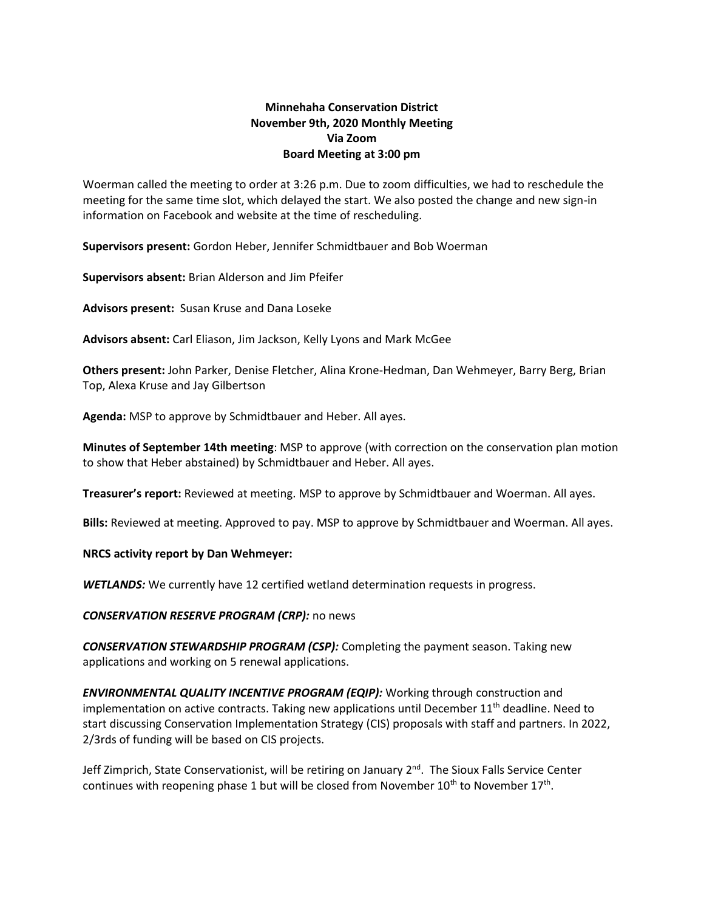**Minnehaha Conservation District**
**November 9th, 2020 Monthly Meeting**
**Via Zoom**
**Board Meeting at 3:00 pm**

Woerman called the meeting to order at 3:26 p.m. Due to zoom difficulties, we had to reschedule the meeting for the same time slot, which delayed the start. We also posted the change and new sign-in information on Facebook and website at the time of rescheduling.

**Supervisors present:** Gordon Heber, Jennifer Schmidtbauer and Bob Woerman

**Supervisors absent:** Brian Alderson and Jim Pfeifer

**Advisors present:** Susan Kruse and Dana Loseke

**Advisors absent:** Carl Eliason, Jim Jackson, Kelly Lyons and Mark McGee

**Others present:** John Parker, Denise Fletcher, Alina Krone-Hedman, Dan Wehmeyer, Barry Berg, Brian Top, Alexa Kruse and Jay Gilbertson

**Agenda:** MSP to approve by Schmidtbauer and Heber. All ayes.

**Minutes of September 14th meeting**: MSP to approve (with correction on the conservation plan motion to show that Heber abstained) by Schmidtbauer and Heber. All ayes.

**Treasurer's report:** Reviewed at meeting. MSP to approve by Schmidtbauer and Woerman. All ayes.

**Bills:** Reviewed at meeting. Approved to pay. MSP to approve by Schmidtbauer and Woerman. All ayes.

**NRCS activity report by Dan Wehmeyer:**

***WETLANDS:*** We currently have 12 certified wetland determination requests in progress.

***CONSERVATION RESERVE PROGRAM (CRP):*** no news

***CONSERVATION STEWARDSHIP PROGRAM (CSP):*** Completing the payment season. Taking new applications and working on 5 renewal applications.

***ENVIRONMENTAL QUALITY INCENTIVE PROGRAM (EQIP):*** Working through construction and implementation on active contracts. Taking new applications until December 11th deadline. Need to start discussing Conservation Implementation Strategy (CIS) proposals with staff and partners. In 2022, 2/3rds of funding will be based on CIS projects.

Jeff Zimprich, State Conservationist, will be retiring on January 2nd. The Sioux Falls Service Center continues with reopening phase 1 but will be closed from November 10th to November 17th.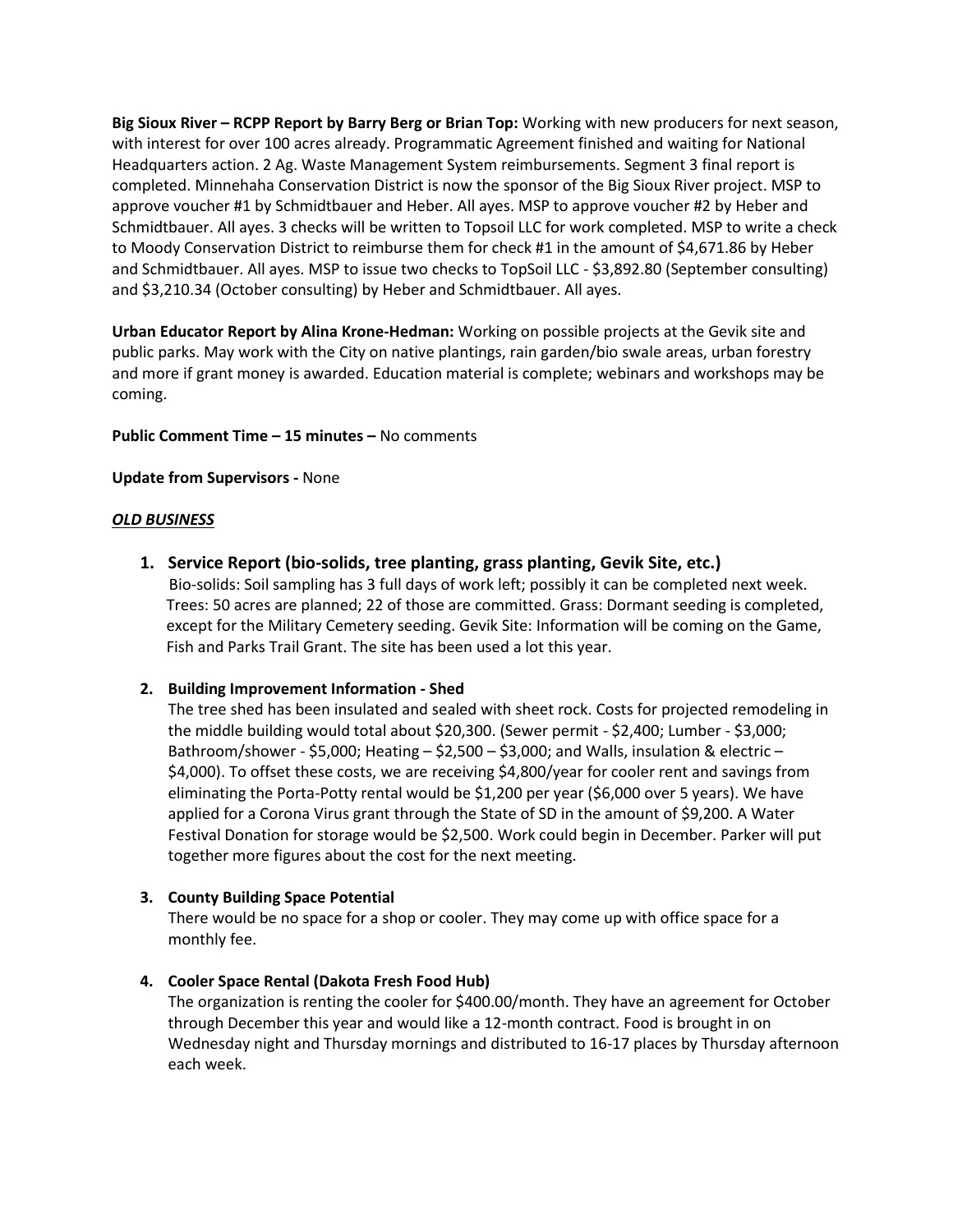**Big Sioux River – RCPP Report by Barry Berg or Brian Top:** Working with new producers for next season, with interest for over 100 acres already. Programmatic Agreement finished and waiting for National Headquarters action. 2 Ag. Waste Management System reimbursements. Segment 3 final report is completed. Minnehaha Conservation District is now the sponsor of the Big Sioux River project. MSP to approve voucher #1 by Schmidtbauer and Heber. All ayes. MSP to approve voucher #2 by Heber and Schmidtbauer. All ayes. 3 checks will be written to Topsoil LLC for work completed. MSP to write a check to Moody Conservation District to reimburse them for check #1 in the amount of $4,671.86 by Heber and Schmidtbauer. All ayes. MSP to issue two checks to TopSoil LLC - $3,892.80 (September consulting) and $3,210.34 (October consulting) by Heber and Schmidtbauer. All ayes.

**Urban Educator Report by Alina Krone-Hedman:** Working on possible projects at the Gevik site and public parks. May work with the City on native plantings, rain garden/bio swale areas, urban forestry and more if grant money is awarded. Education material is complete; webinars and workshops may be coming.

**Public Comment Time – 15 minutes –** No comments

**Update from Supervisors -** None

***OLD BUSINESS***

1. **Service Report (bio-solids, tree planting, grass planting, Gevik Site, etc.)**
   Bio-solids: Soil sampling has 3 full days of work left; possibly it can be completed next week. Trees: 50 acres are planned; 22 of those are committed. Grass: Dormant seeding is completed, except for the Military Cemetery seeding. Gevik Site: Information will be coming on the Game, Fish and Parks Trail Grant. The site has been used a lot this year.

2. **Building Improvement Information - Shed**
   The tree shed has been insulated and sealed with sheet rock. Costs for projected remodeling in the middle building would total about $20,300. (Sewer permit - $2,400; Lumber - $3,000; Bathroom/shower - $5,000; Heating – $2,500 – $3,000; and Walls, insulation & electric – $4,000). To offset these costs, we are receiving $4,800/year for cooler rent and savings from eliminating the Porta-Potty rental would be $1,200 per year ($6,000 over 5 years). We have applied for a Corona Virus grant through the State of SD in the amount of $9,200. A Water Festival Donation for storage would be $2,500. Work could begin in December. Parker will put together more figures about the cost for the next meeting.

3. **County Building Space Potential**
   There would be no space for a shop or cooler. They may come up with office space for a monthly fee.

4. **Cooler Space Rental (Dakota Fresh Food Hub)**
   The organization is renting the cooler for $400.00/month. They have an agreement for October through December this year and would like a 12-month contract. Food is brought in on Wednesday night and Thursday mornings and distributed to 16-17 places by Thursday afternoon each week.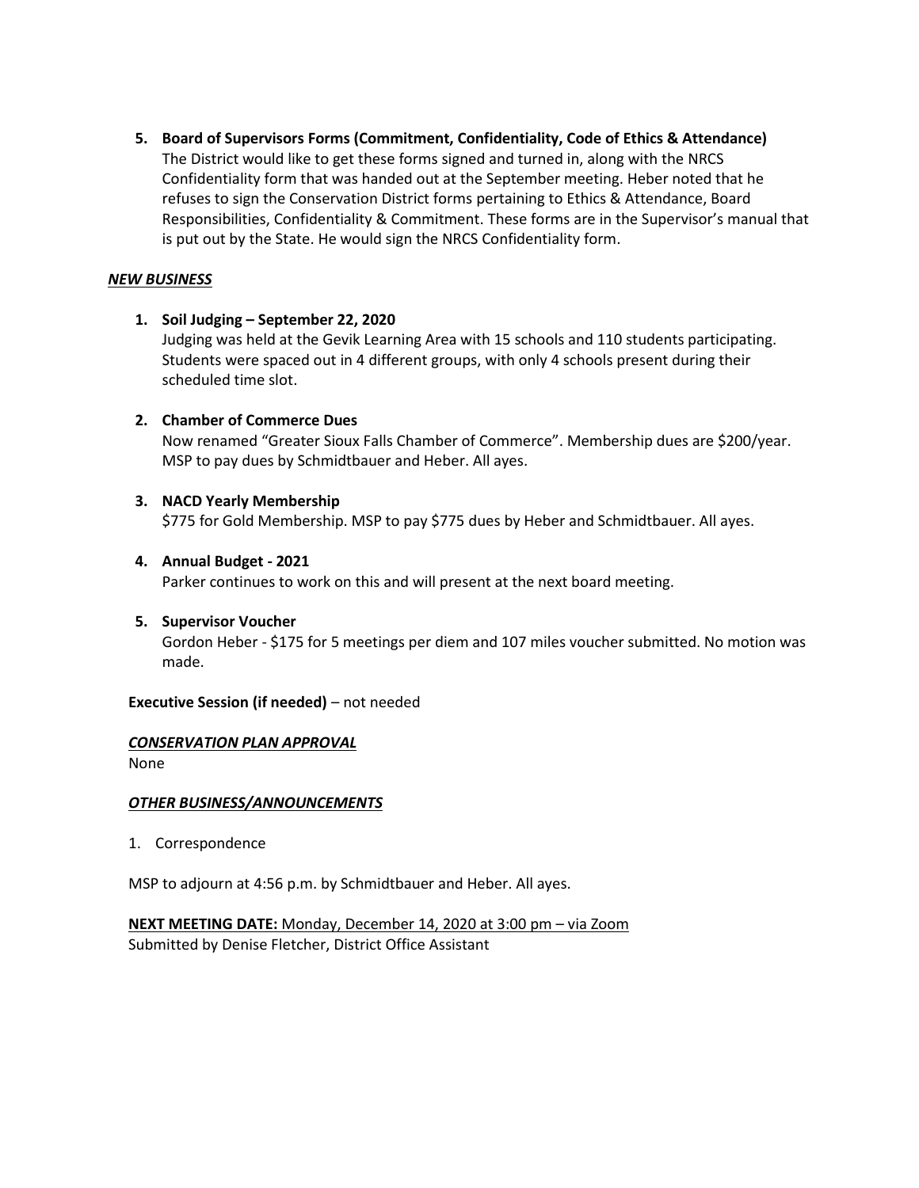5. **Board of Supervisors Forms (Commitment, Confidentiality, Code of Ethics & Attendance)**
   The District would like to get these forms signed and turned in, along with the NRCS Confidentiality form that was handed out at the September meeting. Heber noted that he refuses to sign the Conservation District forms pertaining to Ethics & Attendance, Board Responsibilities, Confidentiality & Commitment. These forms are in the Supervisor's manual that is put out by the State. He would sign the NRCS Confidentiality form.

***NEW BUSINESS***

1. **Soil Judging – September 22, 2020**
   Judging was held at the Gevik Learning Area with 15 schools and 110 students participating. Students were spaced out in 4 different groups, with only 4 schools present during their scheduled time slot.

2. **Chamber of Commerce Dues**
   Now renamed "Greater Sioux Falls Chamber of Commerce". Membership dues are $200/year. MSP to pay dues by Schmidtbauer and Heber. All ayes.

3. **NACD Yearly Membership**
   $775 for Gold Membership. MSP to pay $775 dues by Heber and Schmidtbauer. All ayes.

4. **Annual Budget - 2021**
   Parker continues to work on this and will present at the next board meeting.

5. **Supervisor Voucher**
   Gordon Heber - $175 for 5 meetings per diem and 107 miles voucher submitted. No motion was made.

**Executive Session (if needed)** – not needed

***CONSERVATION PLAN APPROVAL***

None

***OTHER BUSINESS/ANNOUNCEMENTS***

1. Correspondence

MSP to adjourn at 4:56 p.m. by Schmidtbauer and Heber. All ayes.

**NEXT MEETING DATE:** Monday, December 14, 2020 at 3:00 pm – via Zoom
Submitted by Denise Fletcher, District Office Assistant